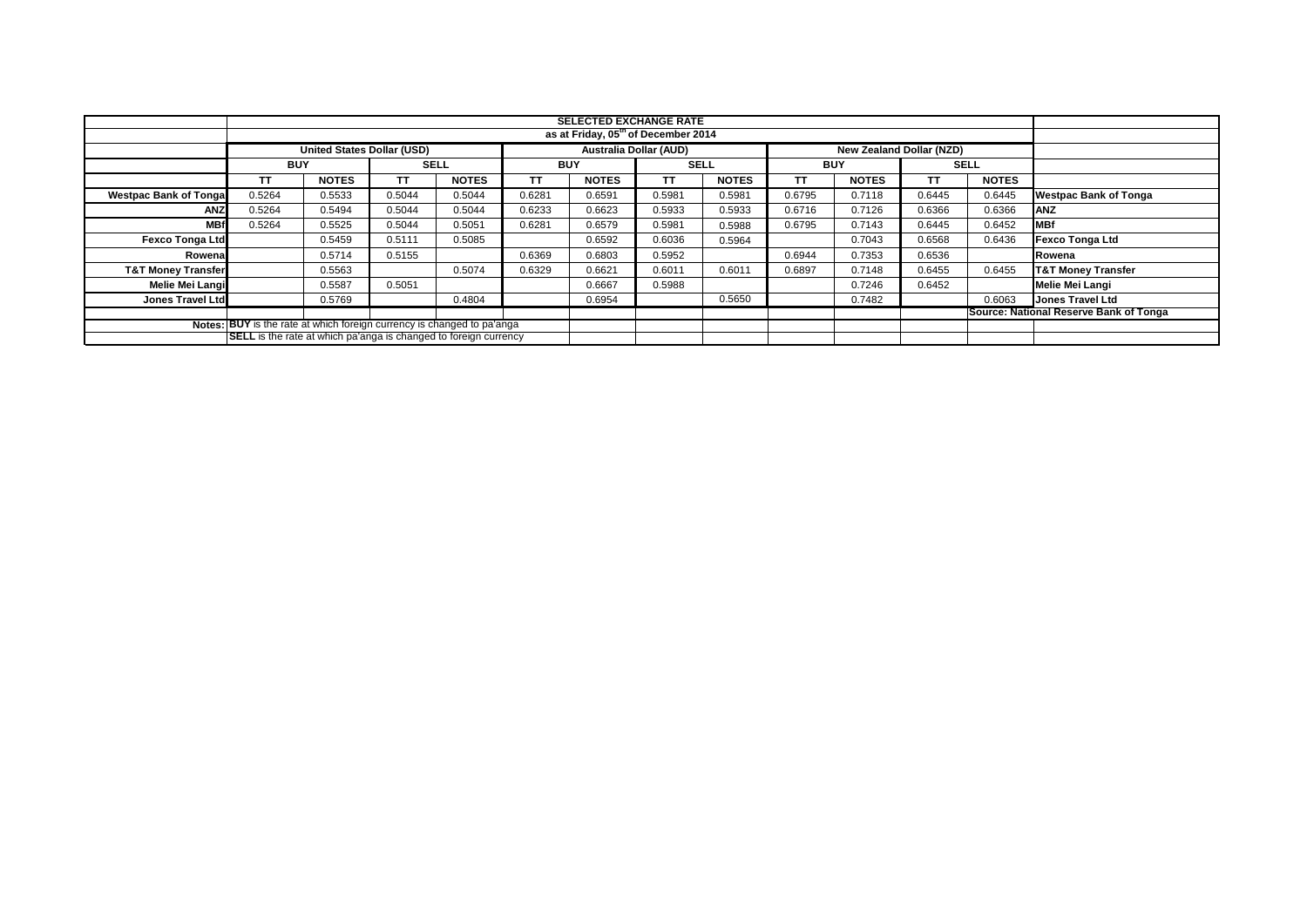| | SELECTED EXCHANGE RATE | | | | | | | | | | | | |
|---|---|---|---|---|---|---|---|---|---|---|---|---|---|
| | as at Friday, 05th of December 2014 | | | | | | | | | | | | |
| | United States Dollar (USD) | | | | Australia Dollar (AUD) | | | | New Zealand Dollar (NZD) | | | | |
| | BUY | | SELL | | BUY | | SELL | | BUY | | SELL | | |
| | TT | NOTES | TT | NOTES | TT | NOTES | TT | NOTES | TT | NOTES | TT | NOTES | |
| Westpac Bank of Tonga | 0.5264 | 0.5533 | 0.5044 | 0.5044 | 0.6281 | 0.6591 | 0.5981 | 0.5981 | 0.6795 | 0.7118 | 0.6445 | 0.6445 | Westpac Bank of Tonga |
| ANZ | 0.5264 | 0.5494 | 0.5044 | 0.5044 | 0.6233 | 0.6623 | 0.5933 | 0.5933 | 0.6716 | 0.7126 | 0.6366 | 0.6366 | ANZ |
| MBf | 0.5264 | 0.5525 | 0.5044 | 0.5051 | 0.6281 | 0.6579 | 0.5981 | 0.5988 | 0.6795 | 0.7143 | 0.6445 | 0.6452 | MBf |
| Fexco Tonga Ltd | | 0.5459 | 0.5111 | 0.5085 | | 0.6592 | 0.6036 | 0.5964 | | 0.7043 | 0.6568 | 0.6436 | Fexco Tonga Ltd |
| Rowena | | 0.5714 | 0.5155 | | 0.6369 | 0.6803 | 0.5952 | | 0.6944 | 0.7353 | 0.6536 | | Rowena |
| T&T Money Transfer | | 0.5563 | | 0.5074 | 0.6329 | 0.6621 | 0.6011 | 0.6011 | 0.6897 | 0.7148 | 0.6455 | 0.6455 | T&T Money Transfer |
| Melie Mei Langi | | 0.5587 | 0.5051 | | | 0.6667 | 0.5988 | | | 0.7246 | 0.6452 | | Melie Mei Langi |
| Jones Travel Ltd | | 0.5769 | | 0.4804 | | 0.6954 | | 0.5650 | | 0.7482 | | 0.6063 | Jones Travel Ltd |
| | | | | | | | | | | | | | Source: National Reserve Bank of Tonga |
| Notes: | **BUY** is the rate at which foreign currency is changed to pa'anga | | | | | | | | | | | | |
| | **SELL** is the rate at which pa'anga is changed to foreign currency | | | | | | | | | | | | |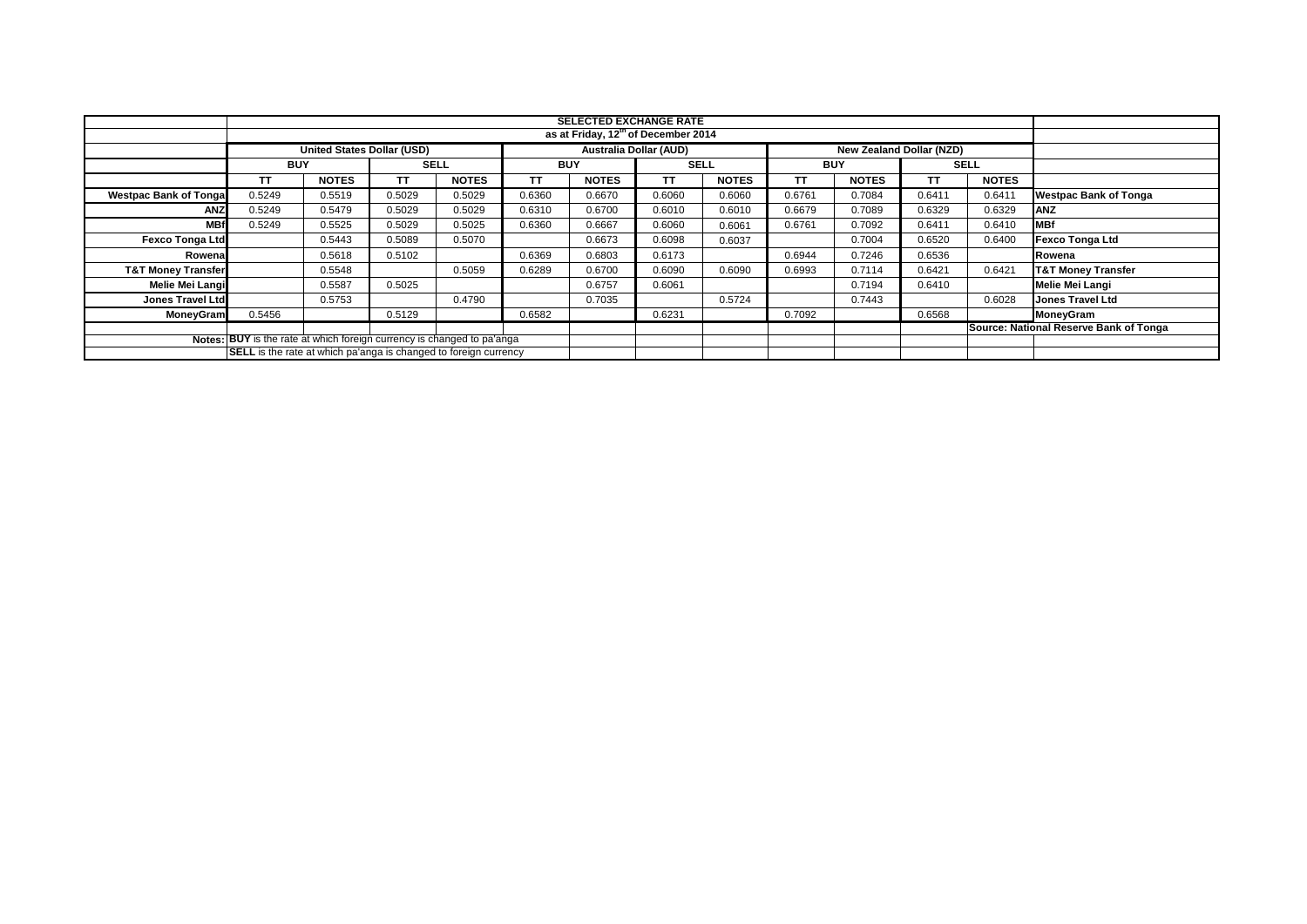| | SELECTED EXCHANGE RATE | | | | | | | | | | | | |
|---|---|---|---|---|---|---|---|---|---|---|---|---|---|
| | as at Friday, 12th of December 2014 | | | | | | | | | | | | |
| | United States Dollar (USD) | | | | Australia Dollar (AUD) | | | | New Zealand Dollar (NZD) | | | | |
| | BUY | | SELL | | BUY | | SELL | | BUY | | SELL | | |
| | TT | NOTES | TT | NOTES | TT | NOTES | TT | NOTES | TT | NOTES | TT | NOTES | |
| **Westpac Bank of Tonga** | 0.5249 | 0.5519 | 0.5029 | 0.5029 | 0.6360 | 0.6670 | 0.6060 | 0.6060 | 0.6761 | 0.7084 | 0.6411 | 0.6411 | **Westpac Bank of Tonga** |
| **ANZ** | 0.5249 | 0.5479 | 0.5029 | 0.5029 | 0.6310 | 0.6700 | 0.6010 | 0.6010 | 0.6679 | 0.7089 | 0.6329 | 0.6329 | **ANZ** |
| **MBf** | 0.5249 | 0.5525 | 0.5029 | 0.5025 | 0.6360 | 0.6667 | 0.6060 | 0.6061 | 0.6761 | 0.7092 | 0.6411 | 0.6410 | **MBf** |
| **Fexco Tonga Ltd** | | 0.5443 | 0.5089 | 0.5070 | | 0.6673 | 0.6098 | 0.6037 | | 0.7004 | 0.6520 | 0.6400 | **Fexco Tonga Ltd** |
| **Rowena** | | 0.5618 | 0.5102 | | 0.6369 | 0.6803 | 0.6173 | | 0.6944 | 0.7246 | 0.6536 | | **Rowena** |
| **T&T Money Transfer** | | 0.5548 | | 0.5059 | 0.6289 | 0.6700 | 0.6090 | 0.6090 | 0.6993 | 0.7114 | 0.6421 | 0.6421 | **T&T Money Transfer** |
| **Melie Mei Langi** | | 0.5587 | 0.5025 | | | 0.6757 | 0.6061 | | | 0.7194 | 0.6410 | | **Melie Mei Langi** |
| **Jones Travel Ltd** | | 0.5753 | | 0.4790 | | 0.7035 | | 0.5724 | | 0.7443 | | 0.6028 | **Jones Travel Ltd** |
| **MoneyGram** | 0.5456 | | 0.5129 | | 0.6582 | | 0.6231 | | 0.7092 | | 0.6568 | | **MoneyGram** |
| | | | | | | | | | | | | | **Source: National Reserve Bank of Tonga** |
| **Notes:** | **BUY** is the rate at which foreign currency is changed to pa'anga | | | | | | | | | | | | |
| | **SELL** is the rate at which pa'anga is changed to foreign currency | | | | | | | | | | | | |